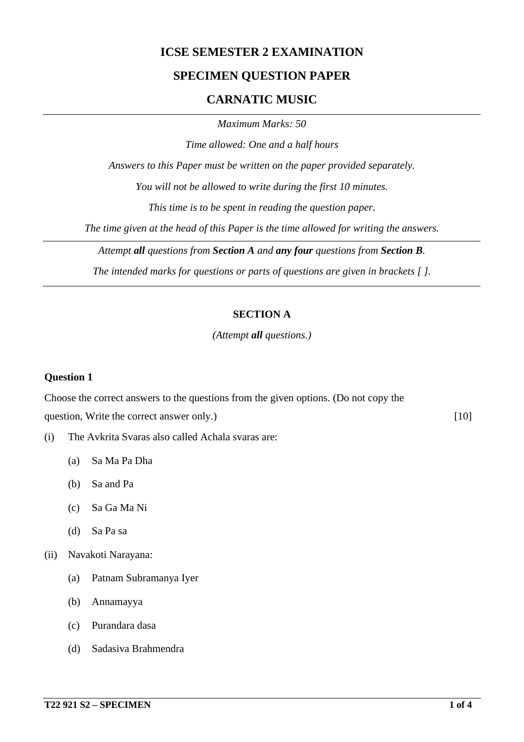# ICSE SEMESTER 2 EXAMINATION

## SPECIMEN QUESTION PAPER

## CARNATIC MUSIC

---

*Maximum Marks: 50*

*Time allowed: One and a half hours*

*Answers to this Paper must be written on the paper provided separately.*

*You will not be allowed to write during the first 10 minutes.*

*This time is to be spent in reading the question paper.*

*The time given at the head of this Paper is the time allowed for writing the answers.*

---

*Attempt **all** questions from **Section A** and **any four** questions from **Section B**.*

*The intended marks for questions or parts of questions are given in brackets [ ].*

---

### SECTION A

*(Attempt **all** questions.)*

**Question 1**

Choose the correct answers to the questions from the given options. (Do not copy the question, Write the correct answer only.) [10]

(i) The Avkrita Svaras also called Achala svaras are:

- (a) Sa Ma Pa Dha
- (b) Sa and Pa
- (c) Sa Ga Ma Ni
- (d) Sa Pa sa

(ii) Navakoti Narayana:

- (a) Patnam Subramanya Iyer
- (b) Annamayya
- (c) Purandara dasa
- (d) Sadasiva Brahmendra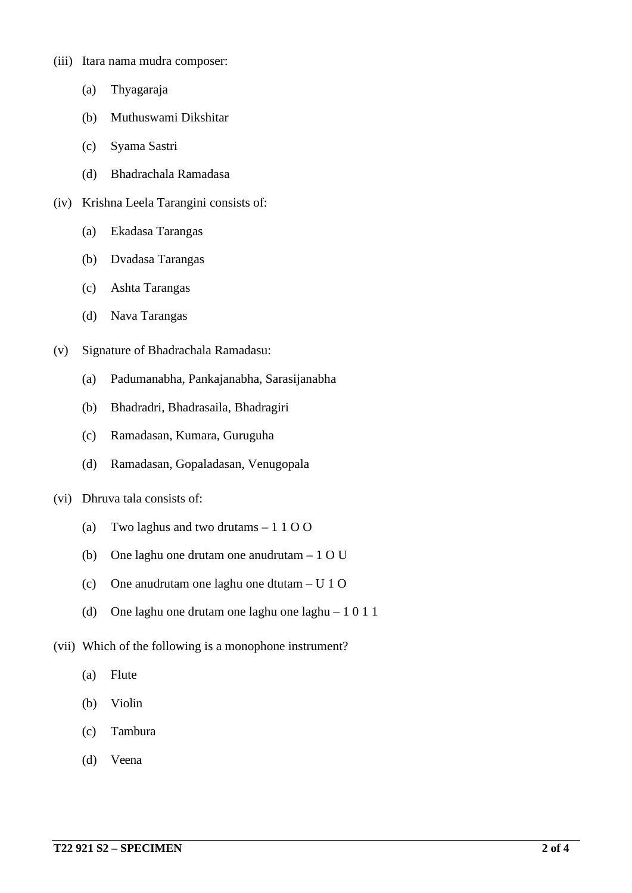(iii) Itara nama mudra composer:

  (a) Thyagaraja

  (b) Muthuswami Dikshitar

  (c) Syama Sastri

  (d) Bhadrachala Ramadasa

(iv) Krishna Leela Tarangini consists of:

  (a) Ekadasa Tarangas

  (b) Dvadasa Tarangas

  (c) Ashta Tarangas

  (d) Nava Tarangas

(v) Signature of Bhadrachala Ramadasu:

  (a) Padumanabha, Pankajanabha, Sarasijanabha

  (b) Bhadradri, Bhadrasaila, Bhadragiri

  (c) Ramadasan, Kumara, Guruguha

  (d) Ramadasan, Gopaladasan, Venugopala

(vi) Dhruva tala consists of:

  (a) Two laghus and two drutams – 1 1 O O

  (b) One laghu one drutam one anudrutam – 1 O U

  (c) One anudrutam one laghu one dtutam – U 1 O

  (d) One laghu one drutam one laghu one laghu – 1 0 1 1

(vii) Which of the following is a monophone instrument?

  (a) Flute

  (b) Violin

  (c) Tambura

  (d) Veena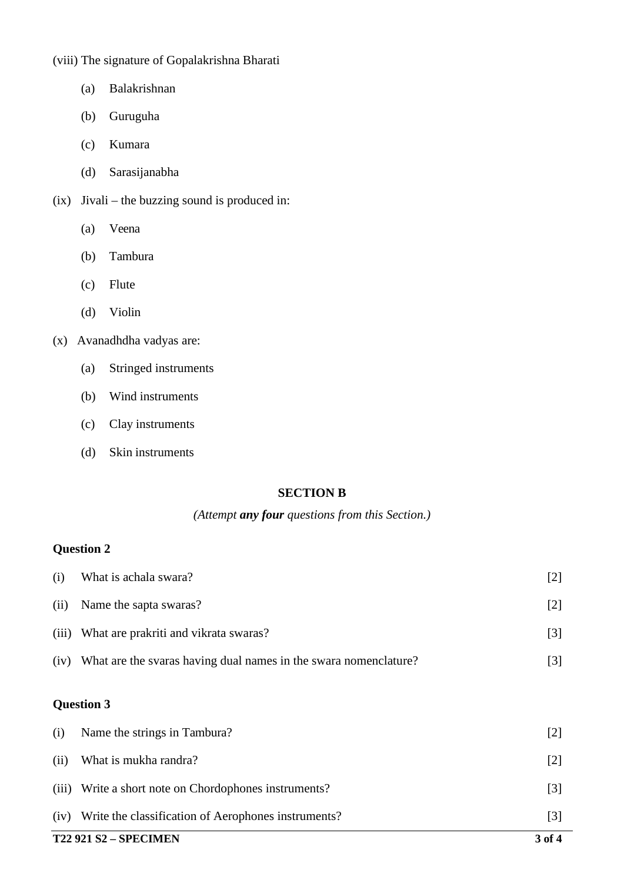(viii) The signature of Gopalakrishna Bharati

- (a) Balakrishnan
- (b) Guruguha
- (c) Kumara
- (d) Sarasijanabha

(ix) Jivali – the buzzing sound is produced in:

- (a) Veena
- (b) Tambura
- (c) Flute
- (d) Violin

(x) Avanadhdha vadyas are:

- (a) Stringed instruments
- (b) Wind instruments
- (c) Clay instruments
- (d) Skin instruments

## SECTION B

*(Attempt **any four** questions from this Section.)*

### Question 2

(i) What is achala swara? [2]

(ii) Name the sapta swaras? [2]

(iii) What are prakriti and vikrata swaras? [3]

(iv) What are the svaras having dual names in the swara nomenclature? [3]

### Question 3

(i) Name the strings in Tambura? [2]

(ii) What is mukha randra? [2]

(iii) Write a short note on Chordophones instruments? [3]

(iv) Write the classification of Aerophones instruments? [3]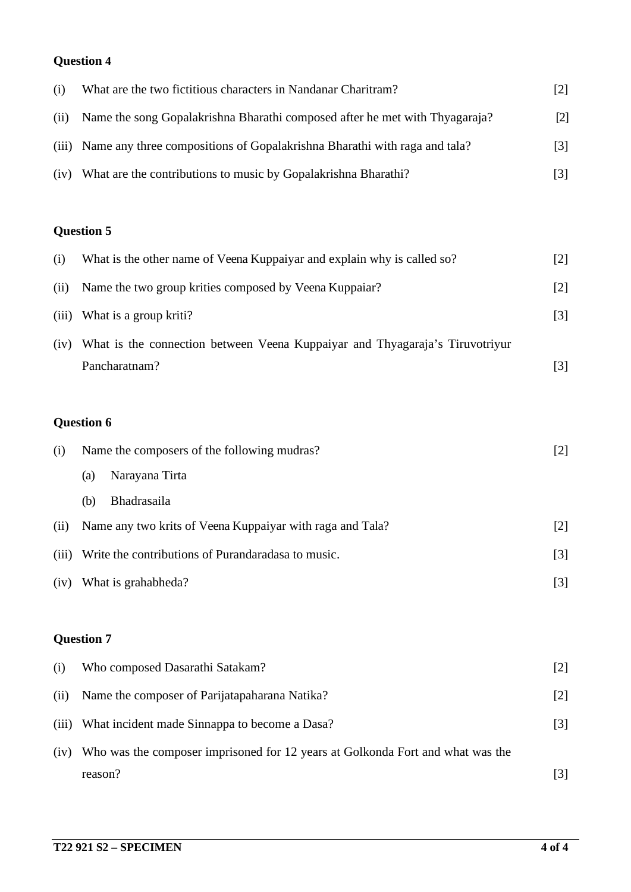**Question 4**

(i) What are the two fictitious characters in Nandanar Charitram? [2]

(ii) Name the song Gopalakrishna Bharathi composed after he met with Thyagaraja? [2]

(iii) Name any three compositions of Gopalakrishna Bharathi with raga and tala? [3]

(iv) What are the contributions to music by Gopalakrishna Bharathi? [3]

**Question 5**

(i) What is the other name of Veena Kuppaiyar and explain why is called so? [2]

(ii) Name the two group krities composed by Veena Kuppaiar? [2]

(iii) What is a group kriti? [3]

(iv) What is the connection between Veena Kuppaiyar and Thyagaraja's Tiruvotriyur Pancharatnam? [3]

**Question 6**

(i) Name the composers of the following mudras? [2]

(a) Narayana Tirta

(b) Bhadrasaila

(ii) Name any two krits of Veena Kuppaiyar with raga and Tala? [2]

(iii) Write the contributions of Purandaradasa to music. [3]

(iv) What is grahabheda? [3]

**Question 7**

(i) Who composed Dasarathi Satakam? [2]

(ii) Name the composer of Parijatapaharana Natika? [2]

(iii) What incident made Sinnappa to become a Dasa? [3]

(iv) Who was the composer imprisoned for 12 years at Golkonda Fort and what was the reason? [3]